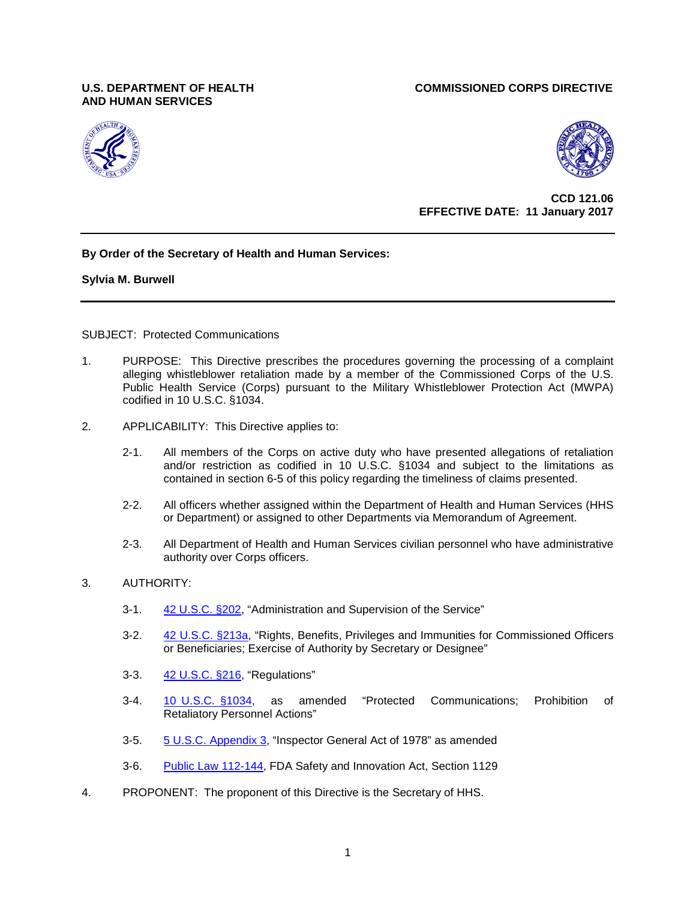**U.S. DEPARTMENT OF HEALTH AND HUMAN SERVICES**

**COMMISSIONED CORPS DIRECTIVE**

**CCD 121.06**
**EFFECTIVE DATE: 11 January 2017**

---

**By Order of the Secretary of Health and Human Services:**

**Sylvia M. Burwell**

---

SUBJECT: Protected Communications

1. PURPOSE: This Directive prescribes the procedures governing the processing of a complaint alleging whistleblower retaliation made by a member of the Commissioned Corps of the U.S. Public Health Service (Corps) pursuant to the Military Whistleblower Protection Act (MWPA) codified in 10 U.S.C. §1034.

2. APPLICABILITY: This Directive applies to:

   2-1. All members of the Corps on active duty who have presented allegations of retaliation and/or restriction as codified in 10 U.S.C. §1034 and subject to the limitations as contained in section 6-5 of this policy regarding the timeliness of claims presented.

   2-2. All officers whether assigned within the Department of Health and Human Services (HHS or Department) or assigned to other Departments via Memorandum of Agreement.

   2-3. All Department of Health and Human Services civilian personnel who have administrative authority over Corps officers.

3. AUTHORITY:

   3-1. 42 U.S.C. §202, “Administration and Supervision of the Service”

   3-2. 42 U.S.C. §213a, “Rights, Benefits, Privileges and Immunities for Commissioned Officers or Beneficiaries; Exercise of Authority by Secretary or Designee”

   3-3. 42 U.S.C. §216, “Regulations”

   3-4. 10 U.S.C. §1034, as amended “Protected Communications; Prohibition of Retaliatory Personnel Actions”

   3-5. 5 U.S.C. Appendix 3, “Inspector General Act of 1978” as amended

   3-6. Public Law 112-144, FDA Safety and Innovation Act, Section 1129

4. PROPONENT: The proponent of this Directive is the Secretary of HHS.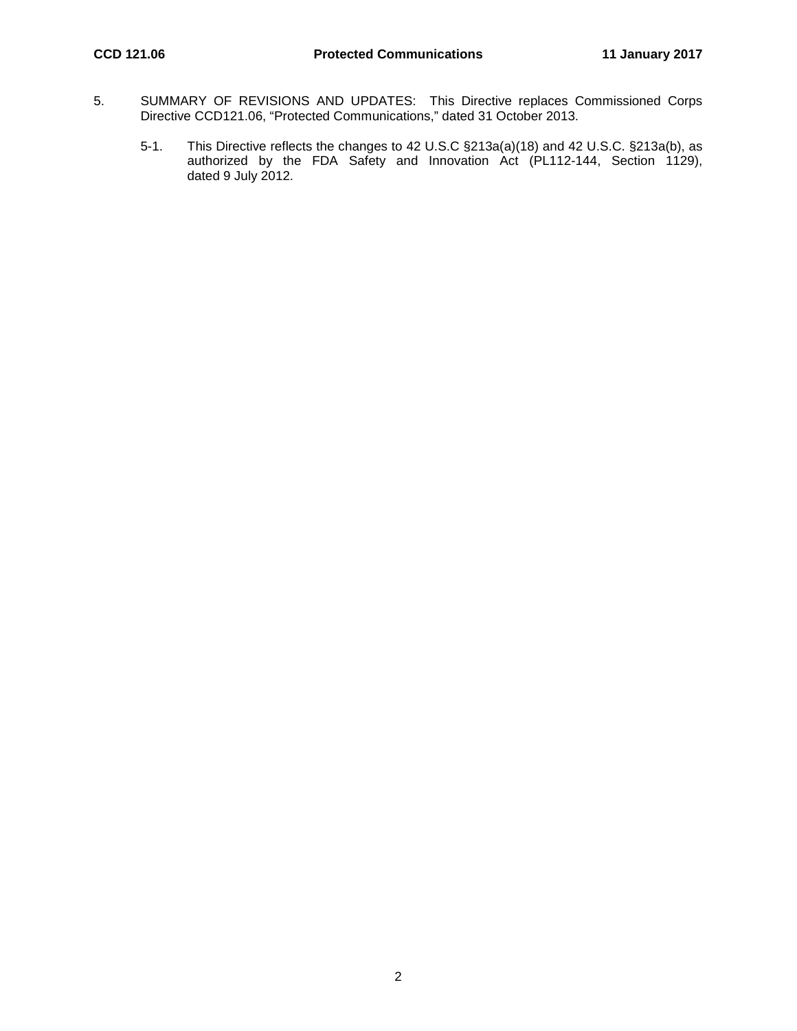5. SUMMARY OF REVISIONS AND UPDATES: This Directive replaces Commissioned Corps Directive CCD121.06, “Protected Communications,” dated 31 October 2013.

   5-1. This Directive reflects the changes to 42 U.S.C §213a(a)(18) and 42 U.S.C. §213a(b), as authorized by the FDA Safety and Innovation Act (PL112-144, Section 1129), dated 9 July 2012.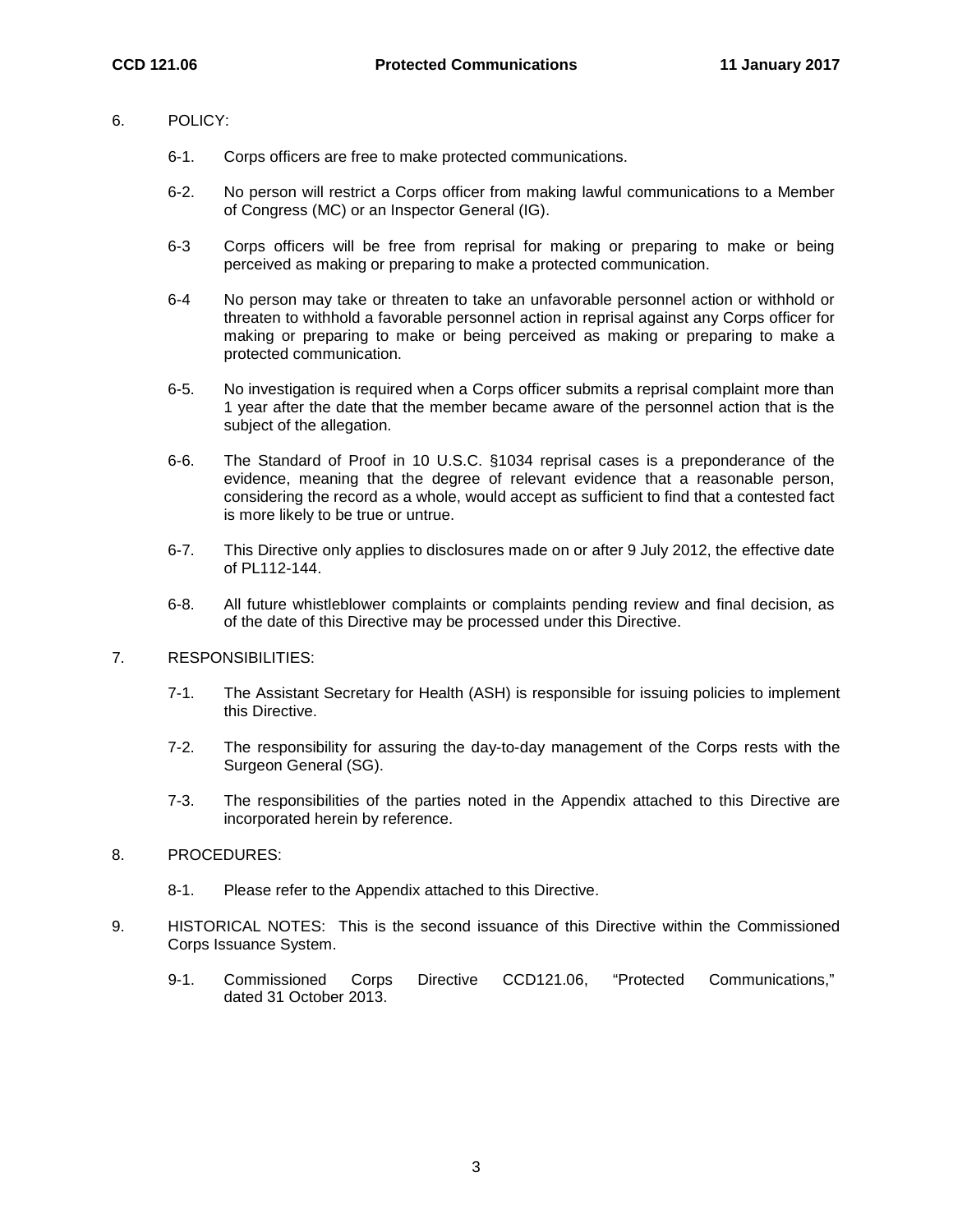6. POLICY:

   6-1. Corps officers are free to make protected communications.

   6-2. No person will restrict a Corps officer from making lawful communications to a Member of Congress (MC) or an Inspector General (IG).

   6-3 Corps officers will be free from reprisal for making or preparing to make or being perceived as making or preparing to make a protected communication.

   6-4 No person may take or threaten to take an unfavorable personnel action or withhold or threaten to withhold a favorable personnel action in reprisal against any Corps officer for making or preparing to make or being perceived as making or preparing to make a protected communication.

   6-5. No investigation is required when a Corps officer submits a reprisal complaint more than 1 year after the date that the member became aware of the personnel action that is the subject of the allegation.

   6-6. The Standard of Proof in 10 U.S.C. §1034 reprisal cases is a preponderance of the evidence, meaning that the degree of relevant evidence that a reasonable person, considering the record as a whole, would accept as sufficient to find that a contested fact is more likely to be true or untrue.

   6-7. This Directive only applies to disclosures made on or after 9 July 2012, the effective date of PL112-144.

   6-8. All future whistleblower complaints or complaints pending review and final decision, as of the date of this Directive may be processed under this Directive.

7. RESPONSIBILITIES:

   7-1. The Assistant Secretary for Health (ASH) is responsible for issuing policies to implement this Directive.

   7-2. The responsibility for assuring the day-to-day management of the Corps rests with the Surgeon General (SG).

   7-3. The responsibilities of the parties noted in the Appendix attached to this Directive are incorporated herein by reference.

8. PROCEDURES:

   8-1. Please refer to the Appendix attached to this Directive.

9. HISTORICAL NOTES: This is the second issuance of this Directive within the Commissioned Corps Issuance System.

   9-1. Commissioned Corps Directive CCD121.06, "Protected Communications," dated 31 October 2013.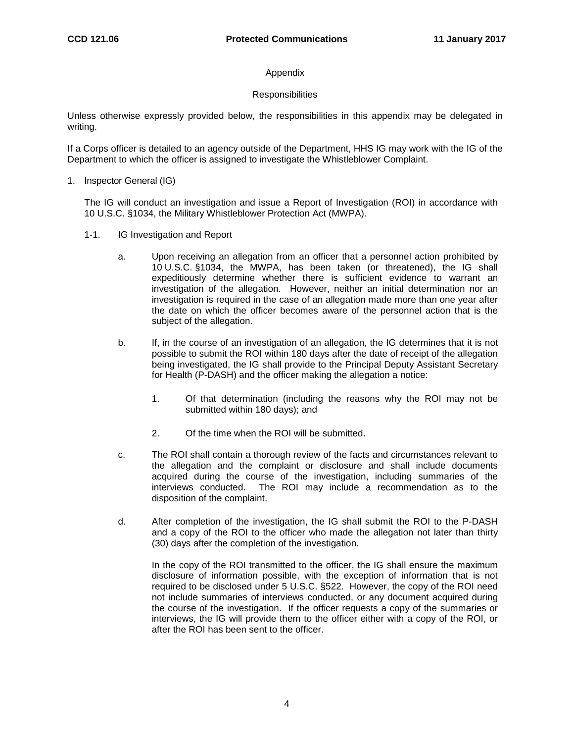## Appendix

## Responsibilities

Unless otherwise expressly provided below, the responsibilities in this appendix may be delegated in writing.

If a Corps officer is detailed to an agency outside of the Department, HHS IG may work with the IG of the Department to which the officer is assigned to investigate the Whistleblower Complaint.

1. Inspector General (IG)

   The IG will conduct an investigation and issue a Report of Investigation (ROI) in accordance with 10 U.S.C. §1034, the Military Whistleblower Protection Act (MWPA).

   1-1. IG Investigation and Report

   a. Upon receiving an allegation from an officer that a personnel action prohibited by 10 U.S.C. §1034, the MWPA, has been taken (or threatened), the IG shall expeditiously determine whether there is sufficient evidence to warrant an investigation of the allegation. However, neither an initial determination nor an investigation is required in the case of an allegation made more than one year after the date on which the officer becomes aware of the personnel action that is the subject of the allegation.

   b. If, in the course of an investigation of an allegation, the IG determines that it is not possible to submit the ROI within 180 days after the date of receipt of the allegation being investigated, the IG shall provide to the Principal Deputy Assistant Secretary for Health (P-DASH) and the officer making the allegation a notice:

      1. Of that determination (including the reasons why the ROI may not be submitted within 180 days); and

      2. Of the time when the ROI will be submitted.

   c. The ROI shall contain a thorough review of the facts and circumstances relevant to the allegation and the complaint or disclosure and shall include documents acquired during the course of the investigation, including summaries of the interviews conducted. The ROI may include a recommendation as to the disposition of the complaint.

   d. After completion of the investigation, the IG shall submit the ROI to the P-DASH and a copy of the ROI to the officer who made the allegation not later than thirty (30) days after the completion of the investigation.

      In the copy of the ROI transmitted to the officer, the IG shall ensure the maximum disclosure of information possible, with the exception of information that is not required to be disclosed under 5 U.S.C. §522. However, the copy of the ROI need not include summaries of interviews conducted, or any document acquired during the course of the investigation. If the officer requests a copy of the summaries or interviews, the IG will provide them to the officer either with a copy of the ROI, or after the ROI has been sent to the officer.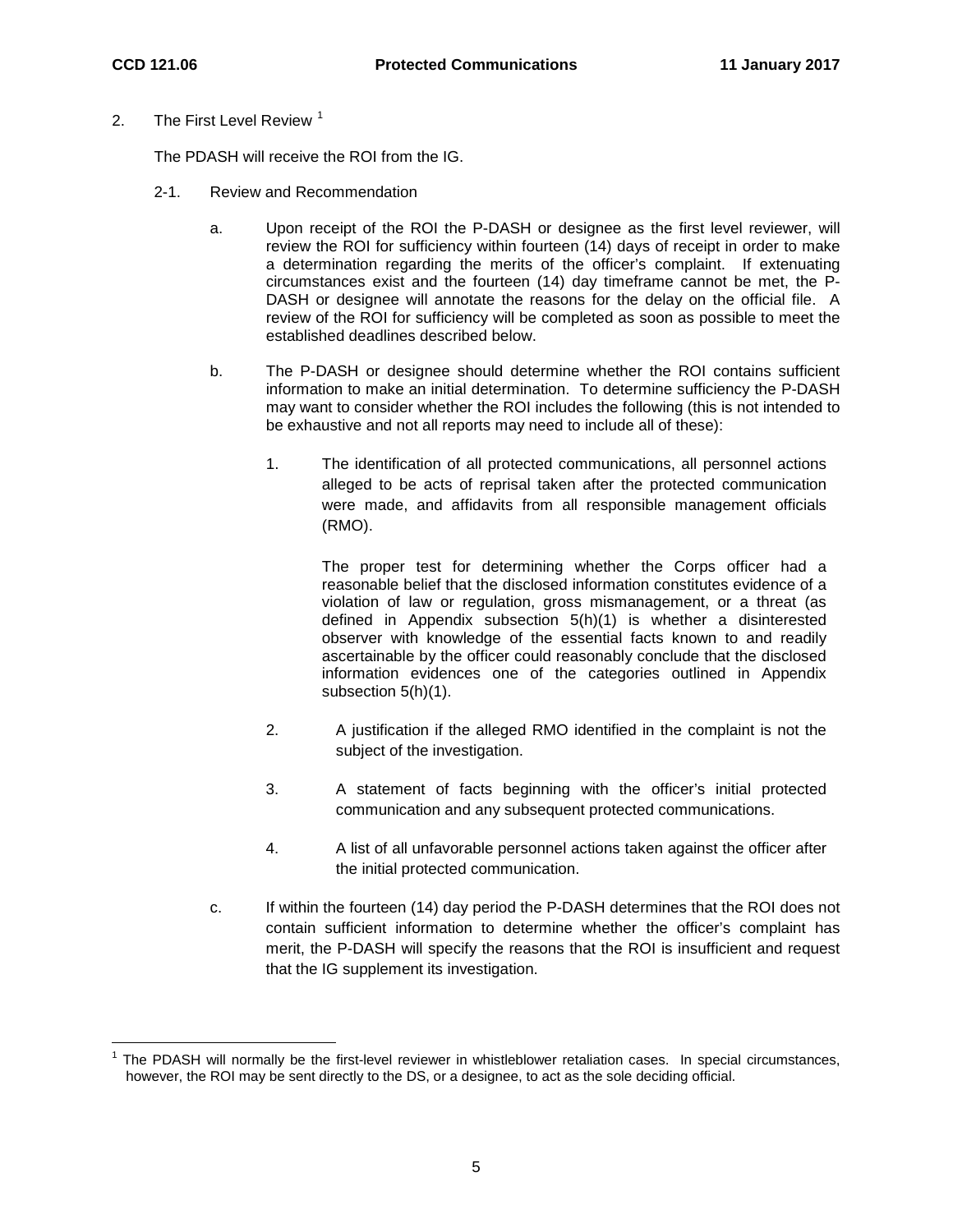## 2. The First Level Review [1]

The PDASH will receive the ROI from the IG.

### 2-1. Review and Recommendation

a. Upon receipt of the ROI the P-DASH or designee as the first level reviewer, will review the ROI for sufficiency within fourteen (14) days of receipt in order to make a determination regarding the merits of the officer's complaint. If extenuating circumstances exist and the fourteen (14) day timeframe cannot be met, the P-DASH or designee will annotate the reasons for the delay on the official file. A review of the ROI for sufficiency will be completed as soon as possible to meet the established deadlines described below.

b. The P-DASH or designee should determine whether the ROI contains sufficient information to make an initial determination. To determine sufficiency the P-DASH may want to consider whether the ROI includes the following (this is not intended to be exhaustive and not all reports may need to include all of these):

1. The identification of all protected communications, all personnel actions alleged to be acts of reprisal taken after the protected communication were made, and affidavits from all responsible management officials (RMO).

   The proper test for determining whether the Corps officer had a reasonable belief that the disclosed information constitutes evidence of a violation of law or regulation, gross mismanagement, or a threat (as defined in Appendix subsection 5(h)(1) is whether a disinterested observer with knowledge of the essential facts known to and readily ascertainable by the officer could reasonably conclude that the disclosed information evidences one of the categories outlined in Appendix subsection 5(h)(1).

2. A justification if the alleged RMO identified in the complaint is not the subject of the investigation.

3. A statement of facts beginning with the officer's initial protected communication and any subsequent protected communications.

4. A list of all unfavorable personnel actions taken against the officer after the initial protected communication.

c. If within the fourteen (14) day period the P-DASH determines that the ROI does not contain sufficient information to determine whether the officer's complaint has merit, the P-DASH will specify the reasons that the ROI is insufficient and request that the IG supplement its investigation.

---

[1] The PDASH will normally be the first-level reviewer in whistleblower retaliation cases. In special circumstances, however, the ROI may be sent directly to the DS, or a designee, to act as the sole deciding official.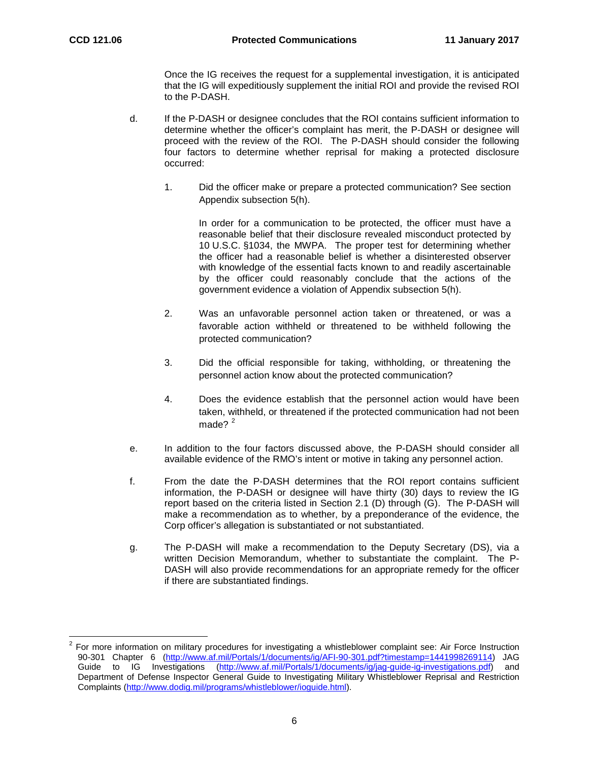Once the IG receives the request for a supplemental investigation, it is anticipated that the IG will expeditiously supplement the initial ROI and provide the revised ROI to the P-DASH.

d. If the P-DASH or designee concludes that the ROI contains sufficient information to determine whether the officer's complaint has merit, the P-DASH or designee will proceed with the review of the ROI. The P-DASH should consider the following four factors to determine whether reprisal for making a protected disclosure occurred:

   1. Did the officer make or prepare a protected communication? See section Appendix subsection 5(h).

      In order for a communication to be protected, the officer must have a reasonable belief that their disclosure revealed misconduct protected by 10 U.S.C. §1034, the MWPA. The proper test for determining whether the officer had a reasonable belief is whether a disinterested observer with knowledge of the essential facts known to and readily ascertainable by the officer could reasonably conclude that the actions of the government evidence a violation of Appendix subsection 5(h).

   2. Was an unfavorable personnel action taken or threatened, or was a favorable action withheld or threatened to be withheld following the protected communication?

   3. Did the official responsible for taking, withholding, or threatening the personnel action know about the protected communication?

   4. Does the evidence establish that the personnel action would have been taken, withheld, or threatened if the protected communication had not been made? [2]

e. In addition to the four factors discussed above, the P-DASH should consider all available evidence of the RMO's intent or motive in taking any personnel action.

f. From the date the P-DASH determines that the ROI report contains sufficient information, the P-DASH or designee will have thirty (30) days to review the IG report based on the criteria listed in Section 2.1 (D) through (G). The P-DASH will make a recommendation as to whether, by a preponderance of the evidence, the Corp officer's allegation is substantiated or not substantiated.

g. The P-DASH will make a recommendation to the Deputy Secretary (DS), via a written Decision Memorandum, whether to substantiate the complaint. The P-DASH will also provide recommendations for an appropriate remedy for the officer if there are substantiated findings.

---

[2] For more information on military procedures for investigating a whistleblower complaint see: Air Force Instruction 90-301 Chapter 6 (http://www.af.mil/Portals/1/documents/ig/AFI-90-301.pdf?timestamp=1441998269114) JAG Guide to IG Investigations (http://www.af.mil/Portals/1/documents/ig/jag-guide-ig-investigations.pdf) and Department of Defense Inspector General Guide to Investigating Military Whistleblower Reprisal and Restriction Complaints (http://www.dodig.mil/programs/whistleblower/ioguide.html).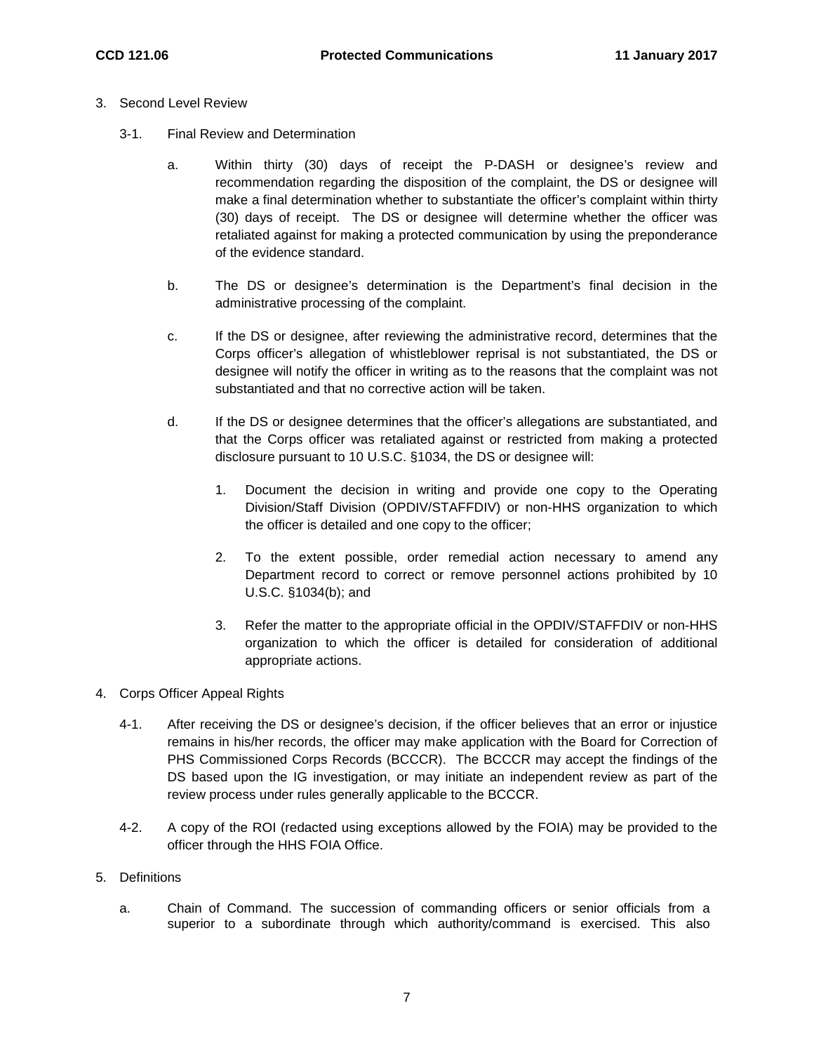3. Second Level Review

   3-1. Final Review and Determination

      a. Within thirty (30) days of receipt the P-DASH or designee's review and recommendation regarding the disposition of the complaint, the DS or designee will make a final determination whether to substantiate the officer's complaint within thirty (30) days of receipt. The DS or designee will determine whether the officer was retaliated against for making a protected communication by using the preponderance of the evidence standard.

      b. The DS or designee's determination is the Department's final decision in the administrative processing of the complaint.

      c. If the DS or designee, after reviewing the administrative record, determines that the Corps officer's allegation of whistleblower reprisal is not substantiated, the DS or designee will notify the officer in writing as to the reasons that the complaint was not substantiated and that no corrective action will be taken.

      d. If the DS or designee determines that the officer's allegations are substantiated, and that the Corps officer was retaliated against or restricted from making a protected disclosure pursuant to 10 U.S.C. §1034, the DS or designee will:

         1. Document the decision in writing and provide one copy to the Operating Division/Staff Division (OPDIV/STAFFDIV) or non-HHS organization to which the officer is detailed and one copy to the officer;

         2. To the extent possible, order remedial action necessary to amend any Department record to correct or remove personnel actions prohibited by 10 U.S.C. §1034(b); and

         3. Refer the matter to the appropriate official in the OPDIV/STAFFDIV or non-HHS organization to which the officer is detailed for consideration of additional appropriate actions.

4. Corps Officer Appeal Rights

   4-1. After receiving the DS or designee's decision, if the officer believes that an error or injustice remains in his/her records, the officer may make application with the Board for Correction of PHS Commissioned Corps Records (BCCCR). The BCCCR may accept the findings of the DS based upon the IG investigation, or may initiate an independent review as part of the review process under rules generally applicable to the BCCCR.

   4-2. A copy of the ROI (redacted using exceptions allowed by the FOIA) may be provided to the officer through the HHS FOIA Office.

5. Definitions

   a. Chain of Command. The succession of commanding officers or senior officials from a superior to a subordinate through which authority/command is exercised. This also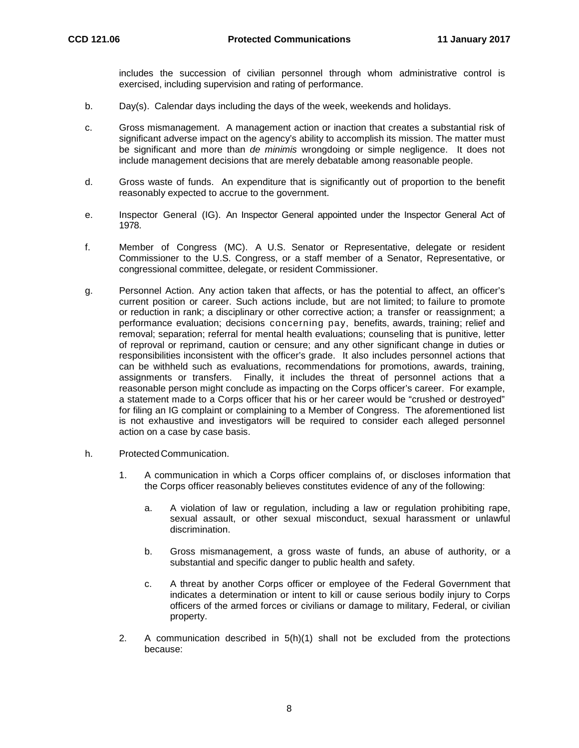includes the succession of civilian personnel through whom administrative control is exercised, including supervision and rating of performance.

b. Day(s). Calendar days including the days of the week, weekends and holidays.

c. Gross mismanagement. A management action or inaction that creates a substantial risk of significant adverse impact on the agency's ability to accomplish its mission. The matter must be significant and more than *de minimis* wrongdoing or simple negligence. It does not include management decisions that are merely debatable among reasonable people.

d. Gross waste of funds. An expenditure that is significantly out of proportion to the benefit reasonably expected to accrue to the government.

e. Inspector General (IG). An Inspector General appointed under the Inspector General Act of 1978.

f. Member of Congress (MC). A U.S. Senator or Representative, delegate or resident Commissioner to the U.S. Congress, or a staff member of a Senator, Representative, or congressional committee, delegate, or resident Commissioner.

g. Personnel Action. Any action taken that affects, or has the potential to affect, an officer's current position or career. Such actions include, but are not limited; to failure to promote or reduction in rank; a disciplinary or other corrective action; a transfer or reassignment; a performance evaluation; decisions concerning pay, benefits, awards, training; relief and removal; separation; referral for mental health evaluations; counseling that is punitive, letter of reproval or reprimand, caution or censure; and any other significant change in duties or responsibilities inconsistent with the officer's grade. It also includes personnel actions that can be withheld such as evaluations, recommendations for promotions, awards, training, assignments or transfers. Finally, it includes the threat of personnel actions that a reasonable person might conclude as impacting on the Corps officer's career. For example, a statement made to a Corps officer that his or her career would be "crushed or destroyed" for filing an IG complaint or complaining to a Member of Congress. The aforementioned list is not exhaustive and investigators will be required to consider each alleged personnel action on a case by case basis.

h. Protected Communication.

1. A communication in which a Corps officer complains of, or discloses information that the Corps officer reasonably believes constitutes evidence of any of the following:

    a. A violation of law or regulation, including a law or regulation prohibiting rape, sexual assault, or other sexual misconduct, sexual harassment or unlawful discrimination.

    b. Gross mismanagement, a gross waste of funds, an abuse of authority, or a substantial and specific danger to public health and safety.

    c. A threat by another Corps officer or employee of the Federal Government that indicates a determination or intent to kill or cause serious bodily injury to Corps officers of the armed forces or civilians or damage to military, Federal, or civilian property.

2. A communication described in 5(h)(1) shall not be excluded from the protections because: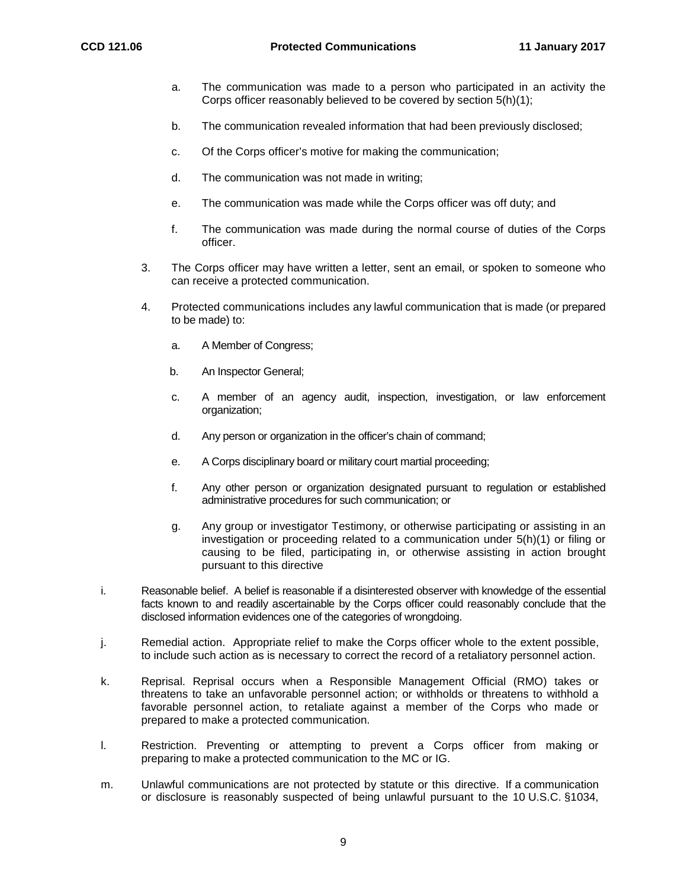a. The communication was made to a person who participated in an activity the Corps officer reasonably believed to be covered by section 5(h)(1);

b. The communication revealed information that had been previously disclosed;

c. Of the Corps officer's motive for making the communication;

d. The communication was not made in writing;

e. The communication was made while the Corps officer was off duty; and

f. The communication was made during the normal course of duties of the Corps officer.

3. The Corps officer may have written a letter, sent an email, or spoken to someone who can receive a protected communication.

4. Protected communications includes any lawful communication that is made (or prepared to be made) to:

   a. A Member of Congress;

   b. An Inspector General;

   c. A member of an agency audit, inspection, investigation, or law enforcement organization;

   d. Any person or organization in the officer's chain of command;

   e. A Corps disciplinary board or military court martial proceeding;

   f. Any other person or organization designated pursuant to regulation or established administrative procedures for such communication; or

   g. Any group or investigator Testimony, or otherwise participating or assisting in an investigation or proceeding related to a communication under 5(h)(1) or filing or causing to be filed, participating in, or otherwise assisting in action brought pursuant to this directive

i. Reasonable belief. A belief is reasonable if a disinterested observer with knowledge of the essential facts known to and readily ascertainable by the Corps officer could reasonably conclude that the disclosed information evidences one of the categories of wrongdoing.

j. Remedial action. Appropriate relief to make the Corps officer whole to the extent possible, to include such action as is necessary to correct the record of a retaliatory personnel action.

k. Reprisal. Reprisal occurs when a Responsible Management Official (RMO) takes or threatens to take an unfavorable personnel action; or withholds or threatens to withhold a favorable personnel action, to retaliate against a member of the Corps who made or prepared to make a protected communication.

l. Restriction. Preventing or attempting to prevent a Corps officer from making or preparing to make a protected communication to the MC or IG.

m. Unlawful communications are not protected by statute or this directive. If a communication or disclosure is reasonably suspected of being unlawful pursuant to the 10 U.S.C. §1034,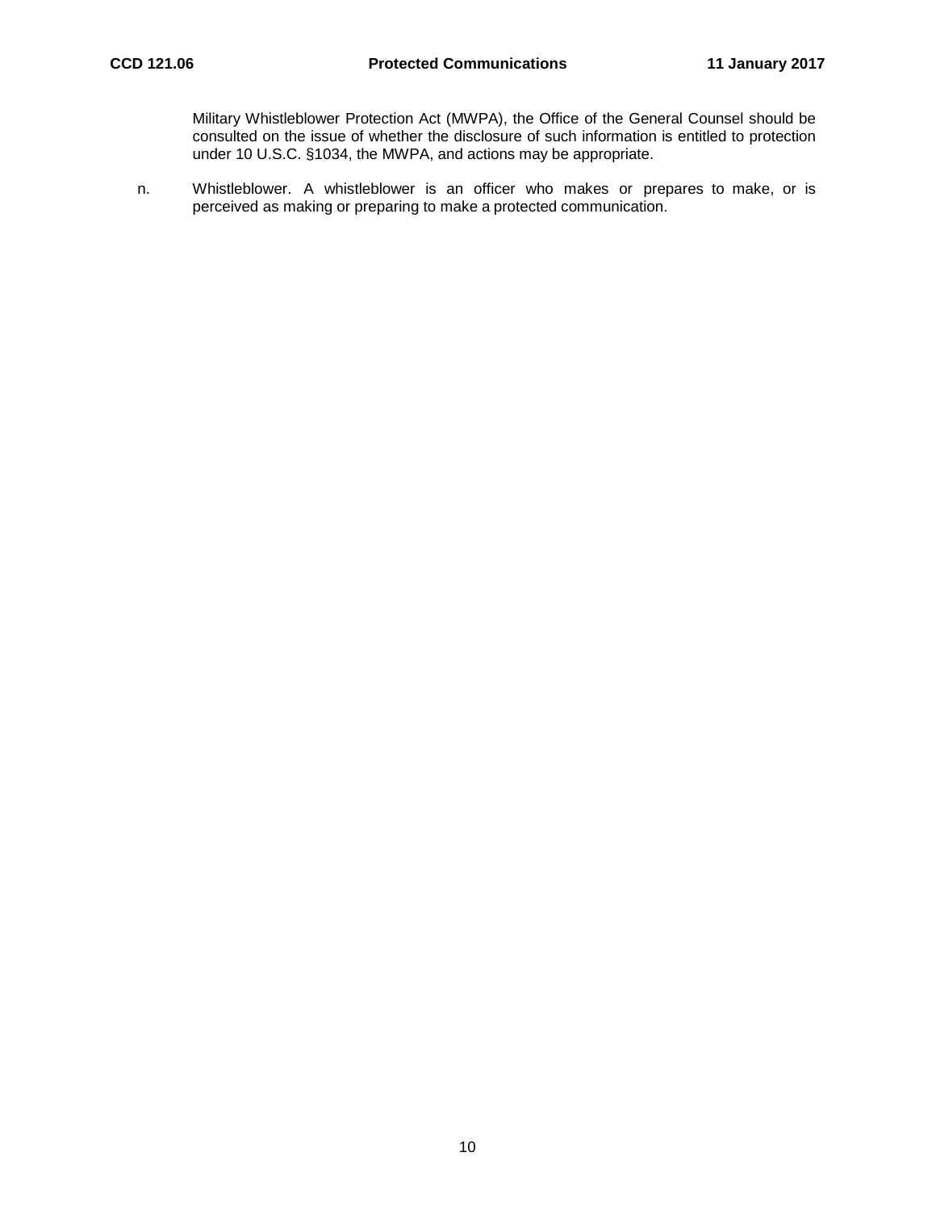Military Whistleblower Protection Act (MWPA), the Office of the General Counsel should be consulted on the issue of whether the disclosure of such information is entitled to protection under 10 U.S.C. §1034, the MWPA, and actions may be appropriate.

n. Whistleblower. A whistleblower is an officer who makes or prepares to make, or is perceived as making or preparing to make a protected communication.